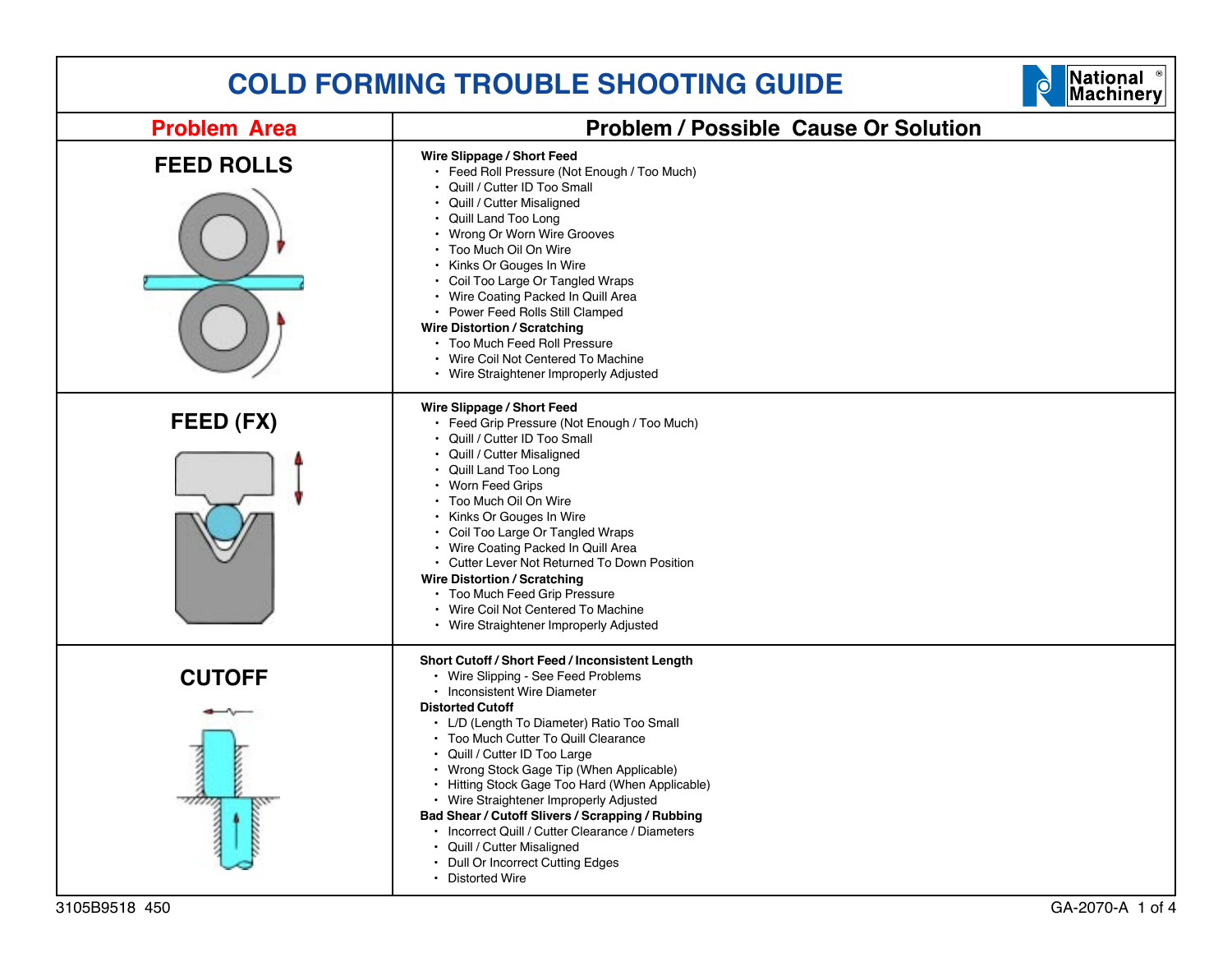# COLD FORMING TROUBLE SHOOTING GUIDE

| Problem Area | Problem / Possible Cause Or Solution |
|---|---|
| **FEED ROLLS** | **Wire Slippage / Short Feed**<br>• Feed Roll Pressure (Not Enough / Too Much)<br>• Quill / Cutter ID Too Small<br>• Quill / Cutter Misaligned<br>• Quill Land Too Long<br>• Wrong Or Worn Wire Grooves<br>• Too Much Oil On Wire<br>• Kinks Or Gouges In Wire<br>• Coil Too Large Or Tangled Wraps<br>• Wire Coating Packed In Quill Area<br>• Power Feed Rolls Still Clamped<br>**Wire Distortion / Scratching**<br>• Too Much Feed Roll Pressure<br>• Wire Coil Not Centered To Machine<br>• Wire Straightener Improperly Adjusted |
| **FEED (FX)** | **Wire Slippage / Short Feed**<br>• Feed Grip Pressure (Not Enough / Too Much)<br>• Quill / Cutter ID Too Small<br>• Quill / Cutter Misaligned<br>• Quill Land Too Long<br>• Worn Feed Grips<br>• Too Much Oil On Wire<br>• Kinks Or Gouges In Wire<br>• Coil Too Large Or Tangled Wraps<br>• Wire Coating Packed In Quill Area<br>• Cutter Lever Not Returned To Down Position<br>**Wire Distortion / Scratching**<br>• Too Much Feed Grip Pressure<br>• Wire Coil Not Centered To Machine<br>• Wire Straightener Improperly Adjusted |
| **CUTOFF** | **Short Cutoff / Short Feed / Inconsistent Length**<br>• Wire Slipping - See Feed Problems<br>• Inconsistent Wire Diameter<br>**Distorted Cutoff**<br>• L/D (Length To Diameter) Ratio Too Small<br>• Too Much Cutter To Quill Clearance<br>• Quill / Cutter ID Too Large<br>• Wrong Stock Gage Tip (When Applicable)<br>• Hitting Stock Gage Too Hard (When Applicable)<br>• Wire Straightener Improperly Adjusted<br>**Bad Shear / Cutoff Slivers / Scrapping / Rubbing**<br>• Incorrect Quill / Cutter Clearance / Diameters<br>• Quill / Cutter Misaligned<br>• Dull Or Incorrect Cutting Edges<br>• Distorted Wire |

3105B9518 450 GA-2070-A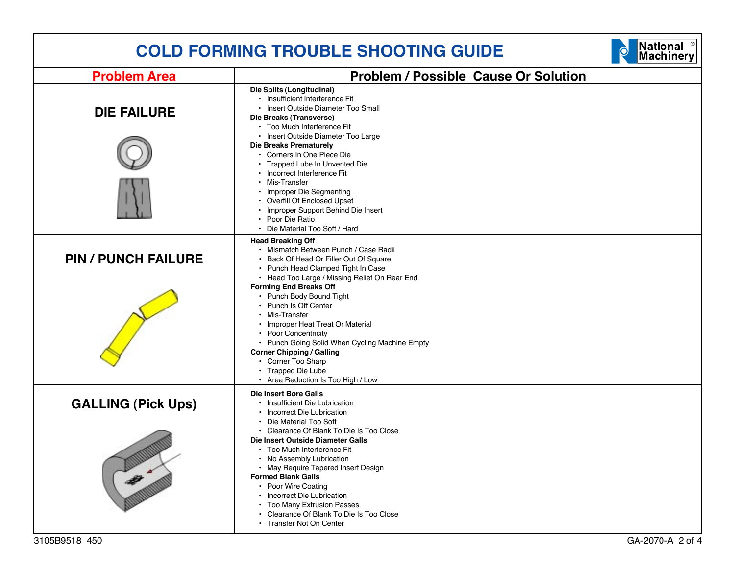# COLD FORMING TROUBLE SHOOTING GUIDE

National Machinery

| Problem Area | Problem / Possible Cause Or Solution |
|---|---|
| **DIE FAILURE** | **Die Splits (Longitudinal)**<br>• Insufficient Interference Fit<br>• Insert Outside Diameter Too Small<br>**Die Breaks (Transverse)**<br>• Too Much Interference Fit<br>• Insert Outside Diameter Too Large<br>**Die Breaks Prematurely**<br>• Corners In One Piece Die<br>• Trapped Lube In Unvented Die<br>• Incorrect Interference Fit<br>• Mis-Transfer<br>• Improper Die Segmenting<br>• Overfill Of Enclosed Upset<br>• Improper Support Behind Die Insert<br>• Poor Die Ratio<br>• Die Material Too Soft / Hard |
| **PIN / PUNCH FAILURE** | **Head Breaking Off**<br>• Mismatch Between Punch / Case Radii<br>• Back Of Head Or Filler Out Of Square<br>• Punch Head Clamped Tight In Case<br>• Head Too Large / Missing Relief On Rear End<br>**Forming End Breaks Off**<br>• Punch Body Bound Tight<br>• Punch Is Off Center<br>• Mis-Transfer<br>• Improper Heat Treat Or Material<br>• Poor Concentricity<br>• Punch Going Solid When Cycling Machine Empty<br>**Corner Chipping / Galling**<br>• Corner Too Sharp<br>• Trapped Die Lube<br>• Area Reduction Is Too High / Low |
| **GALLING (Pick Ups)** | **Die Insert Bore Galls**<br>• Insufficient Die Lubrication<br>• Incorrect Die Lubrication<br>• Die Material Too Soft<br>• Clearance Of Blank To Die Is Too Close<br>**Die Insert Outside Diameter Galls**<br>• Too Much Interference Fit<br>• No Assembly Lubrication<br>• May Require Tapered Insert Design<br>**Formed Blank Galls**<br>• Poor Wire Coating<br>• Incorrect Die Lubrication<br>• Too Many Extrusion Passes<br>• Clearance Of Blank To Die Is Too Close<br>• Transfer Not On Center |

3105B9518 450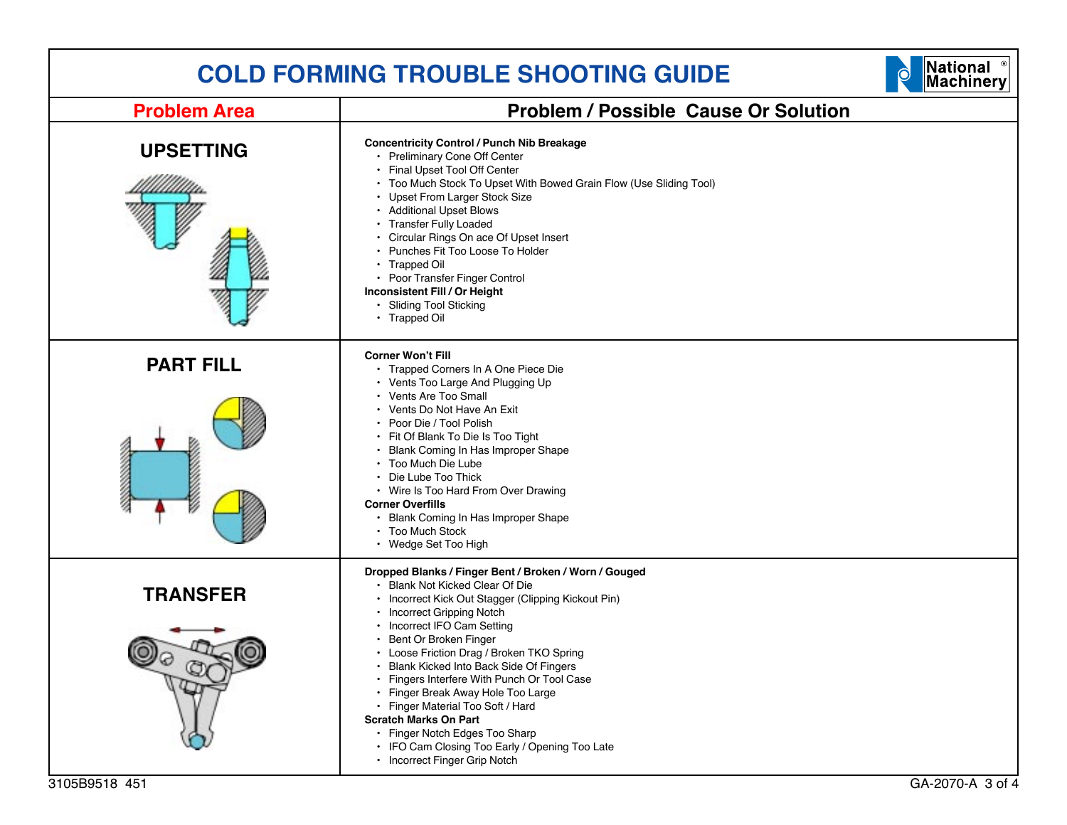# COLD FORMING TROUBLE SHOOTING GUIDE

| Problem Area | Problem / Possible Cause Or Solution |
|---|---|
| **UPSETTING** | **Concentricity Control / Punch Nib Breakage**<br>• Preliminary Cone Off Center<br>• Final Upset Tool Off Center<br>• Too Much Stock To Upset With Bowed Grain Flow (Use Sliding Tool)<br>• Upset From Larger Stock Size<br>• Additional Upset Blows<br>• Transfer Fully Loaded<br>• Circular Rings On ace Of Upset Insert<br>• Punches Fit Too Loose To Holder<br>• Trapped Oil<br>• Poor Transfer Finger Control<br>**Inconsistent Fill / Or Height**<br>• Sliding Tool Sticking<br>• Trapped Oil |
| **PART FILL** | **Corner Won't Fill**<br>• Trapped Corners In A One Piece Die<br>• Vents Too Large And Plugging Up<br>• Vents Are Too Small<br>• Vents Do Not Have An Exit<br>• Poor Die / Tool Polish<br>• Fit Of Blank To Die Is Too Tight<br>• Blank Coming In Has Improper Shape<br>• Too Much Die Lube<br>• Die Lube Too Thick<br>• Wire Is Too Hard From Over Drawing<br>**Corner Overfills**<br>• Blank Coming In Has Improper Shape<br>• Too Much Stock<br>• Wedge Set Too High |
| **TRANSFER** | **Dropped Blanks / Finger Bent / Broken / Worn / Gouged**<br>• Blank Not Kicked Clear Of Die<br>• Incorrect Kick Out Stagger (Clipping Kickout Pin)<br>• Incorrect Gripping Notch<br>• Incorrect IFO Cam Setting<br>• Bent Or Broken Finger<br>• Loose Friction Drag / Broken TKO Spring<br>• Blank Kicked Into Back Side Of Fingers<br>• Fingers Interfere With Punch Or Tool Case<br>• Finger Break Away Hole Too Large<br>• Finger Material Too Soft / Hard<br>**Scratch Marks On Part**<br>• Finger Notch Edges Too Sharp<br>• IFO Cam Closing Too Early / Opening Too Late<br>• Incorrect Finger Grip Notch |

3105B9518 451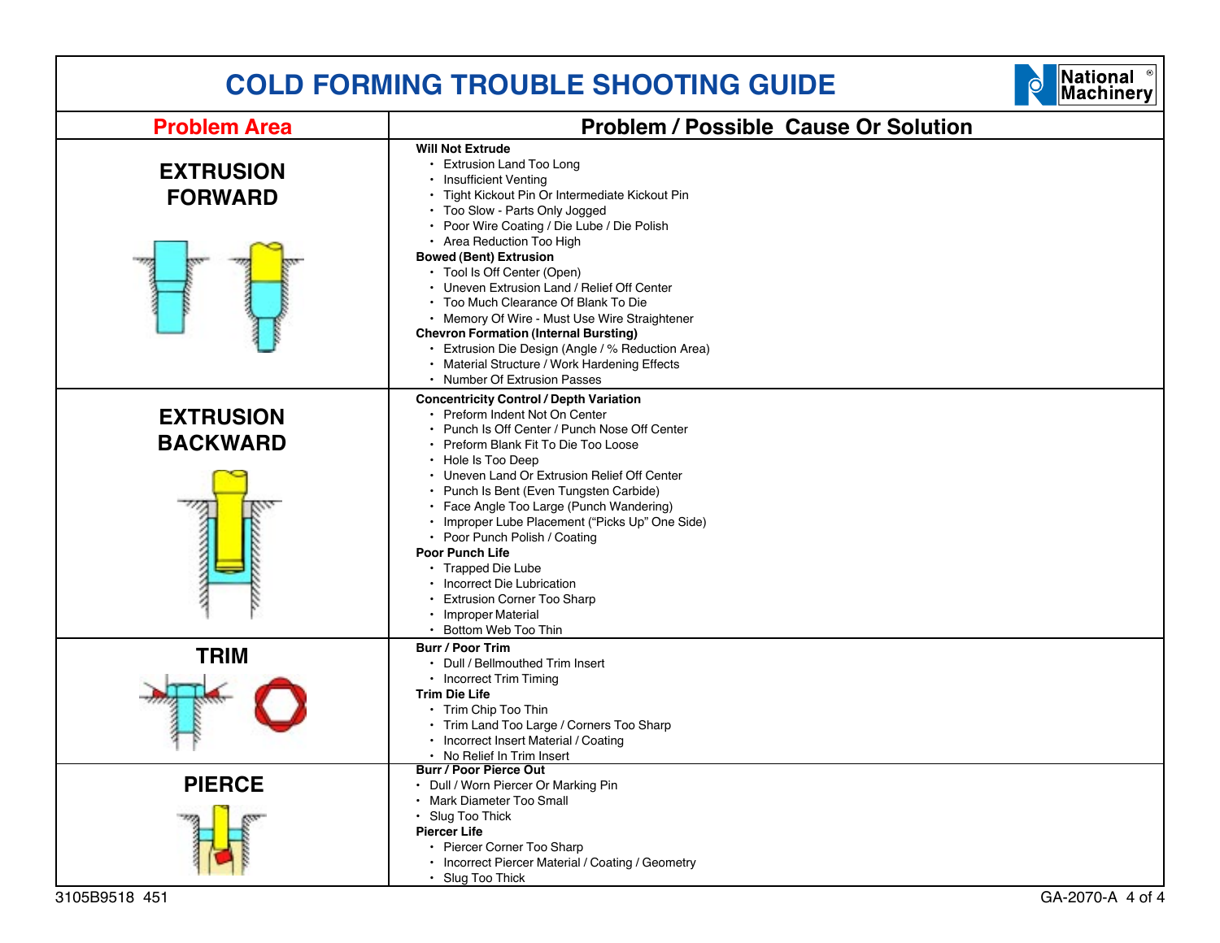# COLD FORMING TROUBLE SHOOTING GUIDE

| Problem Area | Problem / Possible Cause Or Solution |
|---|---|
| **EXTRUSION FORWARD** | **Will Not Extrude**<br>• Extrusion Land Too Long<br>• Insufficient Venting<br>• Tight Kickout Pin Or Intermediate Kickout Pin<br>• Too Slow - Parts Only Jogged<br>• Poor Wire Coating / Die Lube / Die Polish<br>• Area Reduction Too High<br>**Bowed (Bent) Extrusion**<br>• Tool Is Off Center (Open)<br>• Uneven Extrusion Land / Relief Off Center<br>• Too Much Clearance Of Blank To Die<br>• Memory Of Wire - Must Use Wire Straightener<br>**Chevron Formation (Internal Bursting)**<br>• Extrusion Die Design (Angle / % Reduction Area)<br>• Material Structure / Work Hardening Effects<br>• Number Of Extrusion Passes |
| **EXTRUSION BACKWARD** | **Concentricity Control / Depth Variation**<br>• Preform Indent Not On Center<br>• Punch Is Off Center / Punch Nose Off Center<br>• Preform Blank Fit To Die Too Loose<br>• Hole Is Too Deep<br>• Uneven Land Or Extrusion Relief Off Center<br>• Punch Is Bent (Even Tungsten Carbide)<br>• Face Angle Too Large (Punch Wandering)<br>• Improper Lube Placement ("Picks Up" One Side)<br>• Poor Punch Polish / Coating<br>**Poor Punch Life**<br>• Trapped Die Lube<br>• Incorrect Die Lubrication<br>• Extrusion Corner Too Sharp<br>• Improper Material<br>• Bottom Web Too Thin |
| **TRIM** | **Burr / Poor Trim**<br>• Dull / Bellmouthed Trim Insert<br>• Incorrect Trim Timing<br>**Trim Die Life**<br>• Trim Chip Too Thin<br>• Trim Land Too Large / Corners Too Sharp<br>• Incorrect Insert Material / Coating<br>• No Relief In Trim Insert |
| **PIERCE** | **Burr / Poor Pierce Out**<br>• Dull / Worn Piercer Or Marking Pin<br>• Mark Diameter Too Small<br>• Slug Too Thick<br>**Piercer Life**<br>• Piercer Corner Too Sharp<br>• Incorrect Piercer Material / Coating / Geometry<br>• Slug Too Thick |

3105B9518 451

GA-2070-A